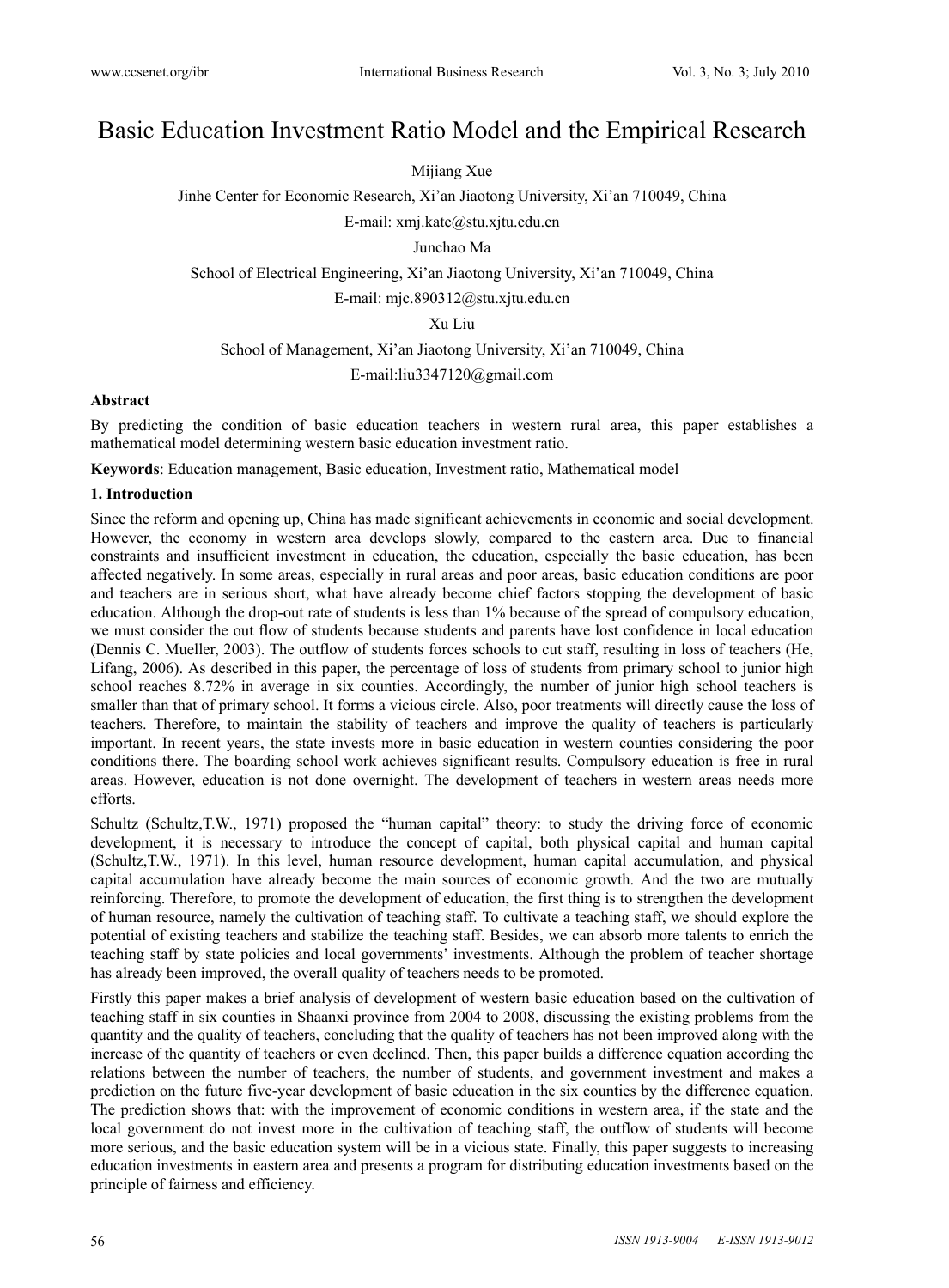# Basic Education Investment Ratio Model and the Empirical Research

Mijiang Xue

Jinhe Center for Economic Research, Xi'an Jiaotong University, Xi'an 710049, China

E-mail: xmj.kate@stu.xjtu.edu.cn

Junchao Ma

School of Electrical Engineering, Xi'an Jiaotong University, Xi'an 710049, China

E-mail: mjc.890312@stu.xjtu.edu.cn

Xu Liu

School of Management, Xi'an Jiaotong University, Xi'an 710049, China

E-mail:liu3347120@gmail.com

## Abstract

By predicting the condition of basic education teachers in western rural area, this paper establishes a mathematical model determining western basic education investment ratio.

**Keywords**: Education management, Basic education, Investment ratio, Mathematical model

## 1. Introduction

Since the reform and opening up, China has made significant achievements in economic and social development. However, the economy in western area develops slowly, compared to the eastern area. Due to financial constraints and insufficient investment in education, the education, especially the basic education, has been affected negatively. In some areas, especially in rural areas and poor areas, basic education conditions are poor and teachers are in serious short, what have already become chief factors stopping the development of basic education. Although the drop-out rate of students is less than 1% because of the spread of compulsory education, we must consider the out flow of students because students and parents have lost confidence in local education (Dennis C. Mueller, 2003). The outflow of students forces schools to cut staff, resulting in loss of teachers (He, Lifang, 2006). As described in this paper, the percentage of loss of students from primary school to junior high school reaches 8.72% in average in six counties. Accordingly, the number of junior high school teachers is smaller than that of primary school. It forms a vicious circle. Also, poor treatments will directly cause the loss of teachers. Therefore, to maintain the stability of teachers and improve the quality of teachers is particularly important. In recent years, the state invests more in basic education in western counties considering the poor conditions there. The boarding school work achieves significant results. Compulsory education is free in rural areas. However, education is not done overnight. The development of teachers in western areas needs more efforts.

Schultz (Schultz,T.W., 1971) proposed the "human capital" theory: to study the driving force of economic development, it is necessary to introduce the concept of capital, both physical capital and human capital (Schultz,T.W., 1971). In this level, human resource development, human capital accumulation, and physical capital accumulation have already become the main sources of economic growth. And the two are mutually reinforcing. Therefore, to promote the development of education, the first thing is to strengthen the development of human resource, namely the cultivation of teaching staff. To cultivate a teaching staff, we should explore the potential of existing teachers and stabilize the teaching staff. Besides, we can absorb more talents to enrich the teaching staff by state policies and local governments' investments. Although the problem of teacher shortage has already been improved, the overall quality of teachers needs to be promoted.

Firstly this paper makes a brief analysis of development of western basic education based on the cultivation of teaching staff in six counties in Shaanxi province from 2004 to 2008, discussing the existing problems from the quantity and the quality of teachers, concluding that the quality of teachers has not been improved along with the increase of the quantity of teachers or even declined. Then, this paper builds a difference equation according the relations between the number of teachers, the number of students, and government investment and makes a prediction on the future five-year development of basic education in the six counties by the difference equation. The prediction shows that: with the improvement of economic conditions in western area, if the state and the local government do not invest more in the cultivation of teaching staff, the outflow of students will become more serious, and the basic education system will be in a vicious state. Finally, this paper suggests to increasing education investments in eastern area and presents a program for distributing education investments based on the principle of fairness and efficiency.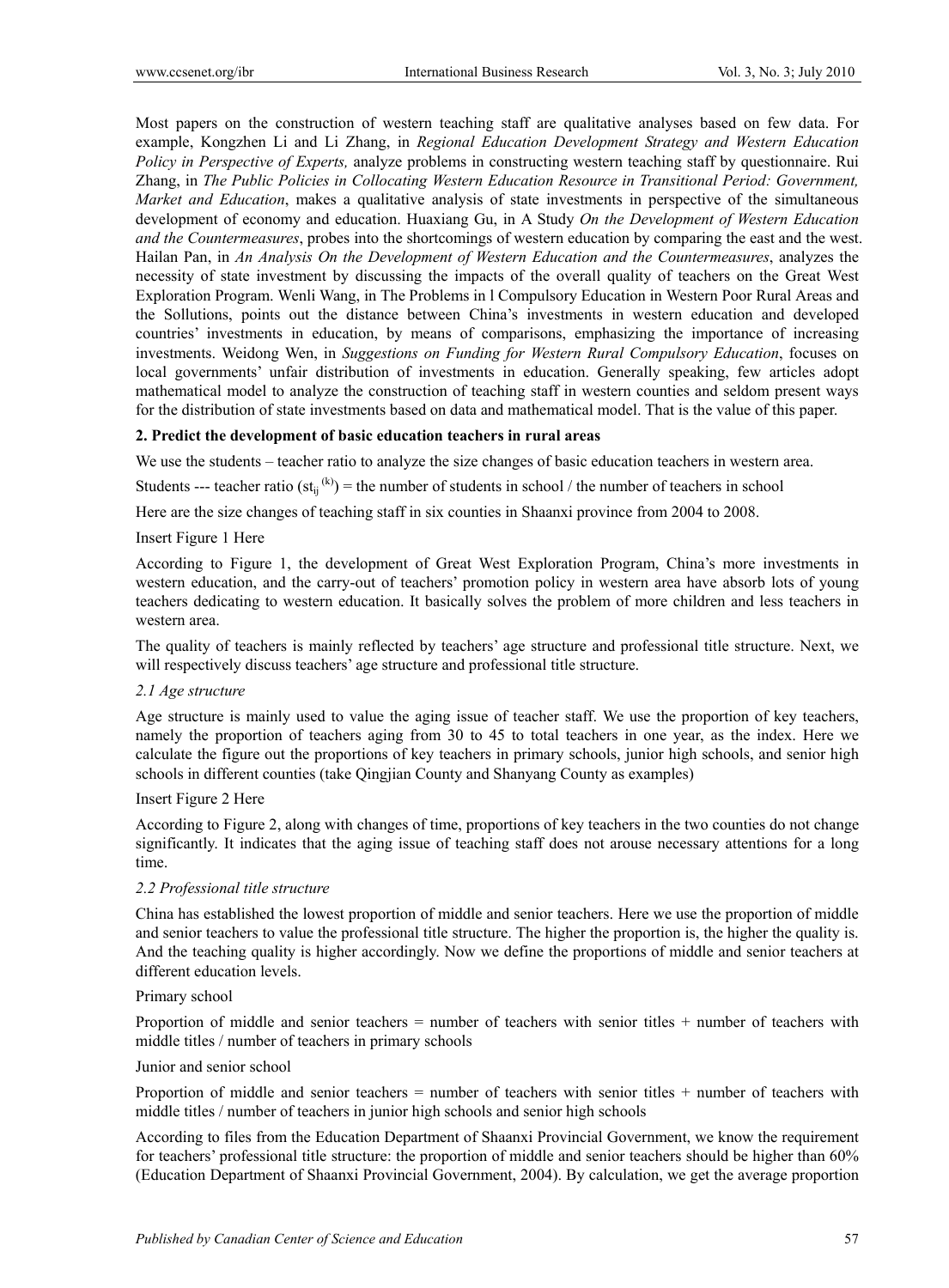Most papers on the construction of western teaching staff are qualitative analyses based on few data. For example, Kongzhen Li and Li Zhang, in *Regional Education Development Strategy and Western Education Policy in Perspective of Experts,* analyze problems in constructing western teaching staff by questionnaire. Rui Zhang, in *The Public Policies in Collocating Western Education Resource in Transitional Period: Government, Market and Education*, makes a qualitative analysis of state investments in perspective of the simultaneous development of economy and education. Huaxiang Gu, in A Study *On the Development of Western Education and the Countermeasures*, probes into the shortcomings of western education by comparing the east and the west. Hailan Pan, in *An Analysis On the Development of Western Education and the Countermeasures*, analyzes the necessity of state investment by discussing the impacts of the overall quality of teachers on the Great West Exploration Program. Wenli Wang, in The Problems in l Compulsory Education in Western Poor Rural Areas and the Sollutions, points out the distance between China's investments in western education and developed countries' investments in education, by means of comparisons, emphasizing the importance of increasing investments. Weidong Wen, in *Suggestions on Funding for Western Rural Compulsory Education*, focuses on local governments' unfair distribution of investments in education. Generally speaking, few articles adopt mathematical model to analyze the construction of teaching staff in western counties and seldom present ways for the distribution of state investments based on data and mathematical model. That is the value of this paper.

## 2. Predict the development of basic education teachers in rural areas

We use the students – teacher ratio to analyze the size changes of basic education teachers in western area.

Students --- teacher ratio ($st_{ij}^{(k)}$) = the number of students in school / the number of teachers in school

Here are the size changes of teaching staff in six counties in Shaanxi province from 2004 to 2008.

Insert Figure 1 Here

According to Figure 1, the development of Great West Exploration Program, China's more investments in western education, and the carry-out of teachers' promotion policy in western area have absorb lots of young teachers dedicating to western education. It basically solves the problem of more children and less teachers in western area.

The quality of teachers is mainly reflected by teachers' age structure and professional title structure. Next, we will respectively discuss teachers' age structure and professional title structure.

### *2.1 Age structure*

Age structure is mainly used to value the aging issue of teacher staff. We use the proportion of key teachers, namely the proportion of teachers aging from 30 to 45 to total teachers in one year, as the index. Here we calculate the figure out the proportions of key teachers in primary schools, junior high schools, and senior high schools in different counties (take Qingjian County and Shanyang County as examples)

Insert Figure 2 Here

According to Figure 2, along with changes of time, proportions of key teachers in the two counties do not change significantly. It indicates that the aging issue of teaching staff does not arouse necessary attentions for a long time.

### *2.2 Professional title structure*

China has established the lowest proportion of middle and senior teachers. Here we use the proportion of middle and senior teachers to value the professional title structure. The higher the proportion is, the higher the quality is. And the teaching quality is higher accordingly. Now we define the proportions of middle and senior teachers at different education levels.

Primary school

Proportion of middle and senior teachers = number of teachers with senior titles + number of teachers with middle titles / number of teachers in primary schools

Junior and senior school

Proportion of middle and senior teachers = number of teachers with senior titles + number of teachers with middle titles / number of teachers in junior high schools and senior high schools

According to files from the Education Department of Shaanxi Provincial Government, we know the requirement for teachers' professional title structure: the proportion of middle and senior teachers should be higher than 60% (Education Department of Shaanxi Provincial Government, 2004). By calculation, we get the average proportion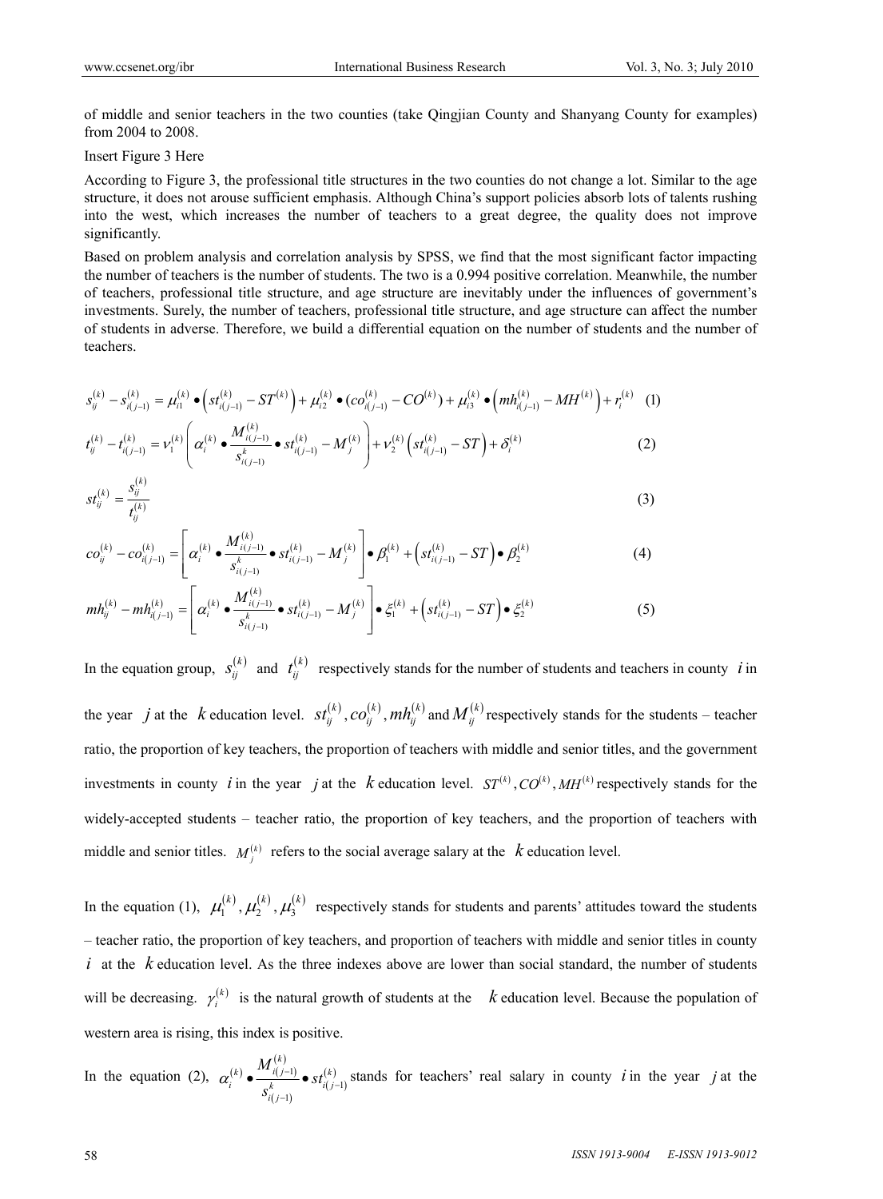of middle and senior teachers in the two counties (take Qingjian County and Shanyang County for examples) from 2004 to 2008.

Insert Figure 3 Here

According to Figure 3, the professional title structures in the two counties do not change a lot. Similar to the age structure, it does not arouse sufficient emphasis. Although China's support policies absorb lots of talents rushing into the west, which increases the number of teachers to a great degree, the quality does not improve significantly.

Based on problem analysis and correlation analysis by SPSS, we find that the most significant factor impacting the number of teachers is the number of students. The two is a 0.994 positive correlation. Meanwhile, the number of teachers, professional title structure, and age structure are inevitably under the influences of government's investments. Surely, the number of teachers, professional title structure, and age structure can affect the number of students in adverse. Therefore, we build a differential equation on the number of students and the number of teachers.

$$s_{ij}^{(k)} - s_{i(j-1)}^{(k)} = \mu_{i1}^{(k)} \bullet \left(st_{i(j-1)}^{(k)} - ST^{(k)}\right) + \mu_{i2}^{(k)} \bullet (co_{i(j-1)}^{(k)} - CO^{(k)}) + \mu_{i3}^{(k)} \bullet \left(mh_{i(j-1)}^{(k)} - MH^{(k)}\right) + r_i^{(k)} \quad (1)$$

$$t_{ij}^{(k)} - t_{i(j-1)}^{(k)} = \nu_1^{(k)} \left( \alpha_i^{(k)} \bullet \frac{M_{i(j-1)}^{(k)}}{s_{i(j-1)}^{k}} \bullet st_{i(j-1)}^{(k)} - M_j^{(k)} \right) + \nu_2^{(k)} \left(st_{i(j-1)}^{(k)} - ST\right) + \delta_i^{(k)} \quad (2)$$

$$st_{ij}^{(k)} = \frac{s_{ij}^{(k)}}{t_{ij}^{(k)}} \quad (3)$$

$$co_{ij}^{(k)} - co_{i(j-1)}^{(k)} = \left[ \alpha_i^{(k)} \bullet \frac{M_{i(j-1)}^{(k)}}{s_{i(j-1)}^{k}} \bullet st_{i(j-1)}^{(k)} - M_j^{(k)} \right] \bullet \beta_1^{(k)} + \left(st_{i(j-1)}^{(k)} - ST\right) \bullet \beta_2^{(k)} \quad (4)$$

$$mh_{ij}^{(k)} - mh_{i(j-1)}^{(k)} = \left[ \alpha_i^{(k)} \bullet \frac{M_{i(j-1)}^{(k)}}{s_{i(j-1)}^{k}} \bullet st_{i(j-1)}^{(k)} - M_j^{(k)} \right] \bullet \xi_1^{(k)} + \left(st_{i(j-1)}^{(k)} - ST\right) \bullet \xi_2^{(k)} \quad (5)$$

In the equation group, $s_{ij}^{(k)}$ and $t_{ij}^{(k)}$ respectively stands for the number of students and teachers in county $i$ in the year $j$ at the $k$ education level. $st_{ij}^{(k)}, co_{ij}^{(k)}, mh_{ij}^{(k)}$ and $M_{ij}^{(k)}$ respectively stands for the students – teacher ratio, the proportion of key teachers, the proportion of teachers with middle and senior titles, and the government investments in county $i$ in the year $j$ at the $k$ education level. $ST^{(k)}, CO^{(k)}, MH^{(k)}$ respectively stands for the widely-accepted students – teacher ratio, the proportion of key teachers, and the proportion of teachers with middle and senior titles. $M_j^{(k)}$ refers to the social average salary at the $k$ education level.

In the equation (1), $\mu_1^{(k)}, \mu_2^{(k)}, \mu_3^{(k)}$ respectively stands for students and parents' attitudes toward the students – teacher ratio, the proportion of key teachers, and proportion of teachers with middle and senior titles in county $i$ at the $k$ education level. As the three indexes above are lower than social standard, the number of students will be decreasing. $\gamma_i^{(k)}$ is the natural growth of students at the $k$ education level. Because the population of western area is rising, this index is positive.

In the equation (2), $\alpha_i^{(k)} \bullet \frac{M_{i(j-1)}^{(k)}}{s_{i(j-1)}^{k}} \bullet st_{i(j-1)}^{(k)}$ stands for teachers' real salary in county $i$ in the year $j$ at the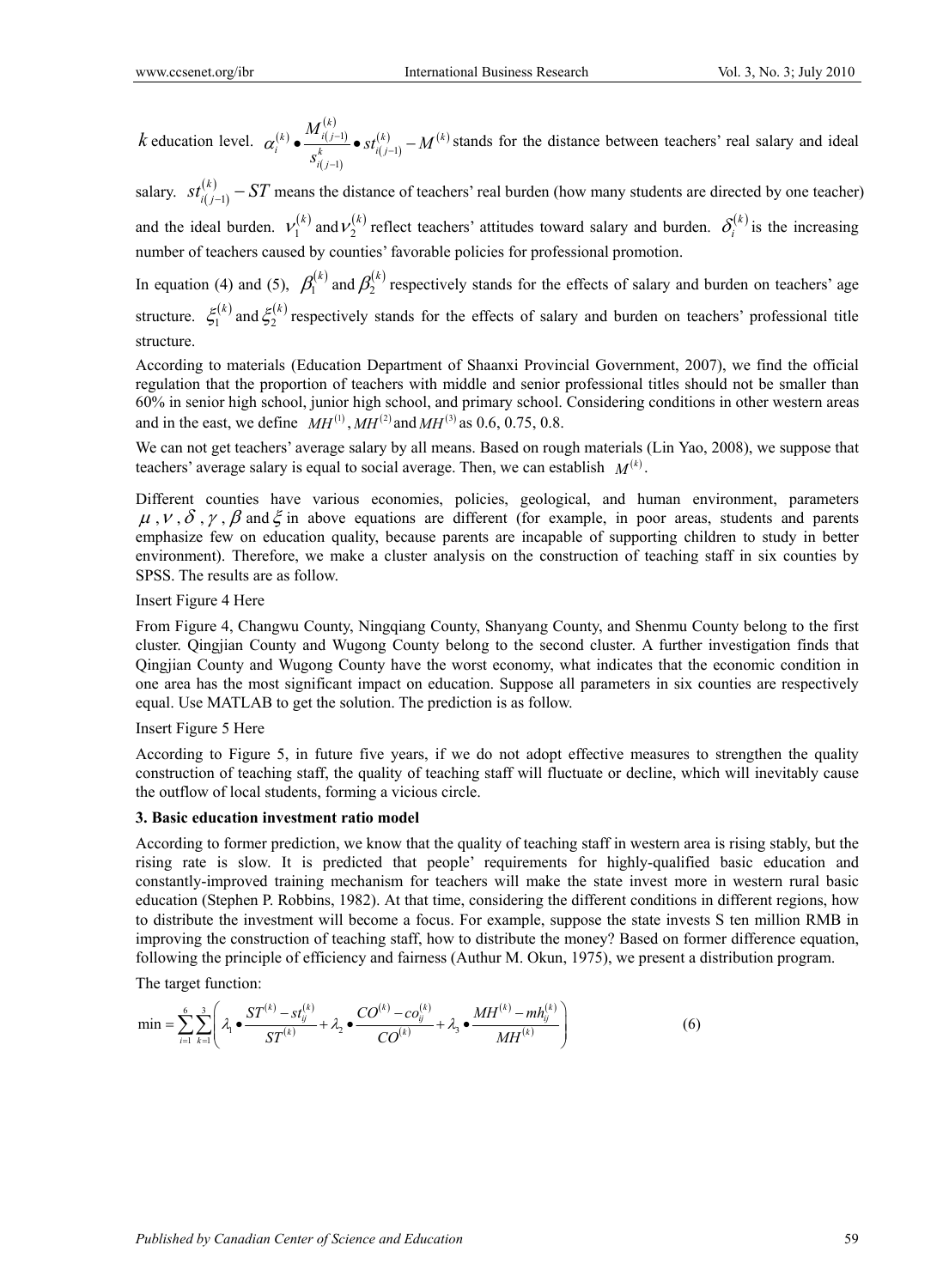$k$ education level. $\alpha_i^{(k)} \bullet \frac{M_{i(j-1)}^{(k)}}{s_{i(j-1)}^{k}} \bullet st_{i(j-1)}^{(k)} - M^{(k)}$ stands for the distance between teachers' real salary and ideal salary. $st_{i(j-1)}^{(k)} - ST$ means the distance of teachers' real burden (how many students are directed by one teacher) and the ideal burden. $\nu_1^{(k)}$ and $\nu_2^{(k)}$ reflect teachers' attitudes toward salary and burden. $\delta_i^{(k)}$ is the increasing number of teachers caused by counties' favorable policies for professional promotion.

In equation (4) and (5), $\beta_1^{(k)}$ and $\beta_2^{(k)}$ respectively stands for the effects of salary and burden on teachers' age structure. $\xi_1^{(k)}$ and $\xi_2^{(k)}$ respectively stands for the effects of salary and burden on teachers' professional title structure.

According to materials (Education Department of Shaanxi Provincial Government, 2007), we find the official regulation that the proportion of teachers with middle and senior professional titles should not be smaller than 60% in senior high school, junior high school, and primary school. Considering conditions in other western areas and in the east, we define $MH^{(1)}$, $MH^{(2)}$ and $MH^{(3)}$ as 0.6, 0.75, 0.8.

We can not get teachers' average salary by all means. Based on rough materials (Lin Yao, 2008), we suppose that teachers' average salary is equal to social average. Then, we can establish $M^{(k)}$.

Different counties have various economies, policies, geological, and human environment, parameters $\mu$, $\nu$, $\delta$, $\gamma$, $\beta$ and $\xi$ in above equations are different (for example, in poor areas, students and parents emphasize few on education quality, because parents are incapable of supporting children to study in better environment). Therefore, we make a cluster analysis on the construction of teaching staff in six counties by SPSS. The results are as follow.

Insert Figure 4 Here

From Figure 4, Changwu County, Ningqiang County, Shanyang County, and Shenmu County belong to the first cluster. Qingjian County and Wugong County belong to the second cluster. A further investigation finds that Qingjian County and Wugong County have the worst economy, what indicates that the economic condition in one area has the most significant impact on education. Suppose all parameters in six counties are respectively equal. Use MATLAB to get the solution. The prediction is as follow.

Insert Figure 5 Here

According to Figure 5, in future five years, if we do not adopt effective measures to strengthen the quality construction of teaching staff, the quality of teaching staff will fluctuate or decline, which will inevitably cause the outflow of local students, forming a vicious circle.

### 3. Basic education investment ratio model

According to former prediction, we know that the quality of teaching staff in western area is rising stably, but the rising rate is slow. It is predicted that people' requirements for highly-qualified basic education and constantly-improved training mechanism for teachers will make the state invest more in western rural basic education (Stephen P. Robbins, 1982). At that time, considering the different conditions in different regions, how to distribute the investment will become a focus. For example, suppose the state invests S ten million RMB in improving the construction of teaching staff, how to distribute the money? Based on former difference equation, following the principle of efficiency and fairness (Authur M. Okun, 1975), we present a distribution program.

The target function:

$$\min = \sum_{i=1}^{6}\sum_{k=1}^{3}\left( \lambda_1 \bullet \frac{ST^{(k)} - st_{ij}^{(k)}}{ST^{(k)}} + \lambda_2 \bullet \frac{CO^{(k)} - co_{ij}^{(k)}}{CO^{(k)}} + \lambda_3 \bullet \frac{MH^{(k)} - mh_{ij}^{(k)}}{MH^{(k)}} \right) \quad (6)$$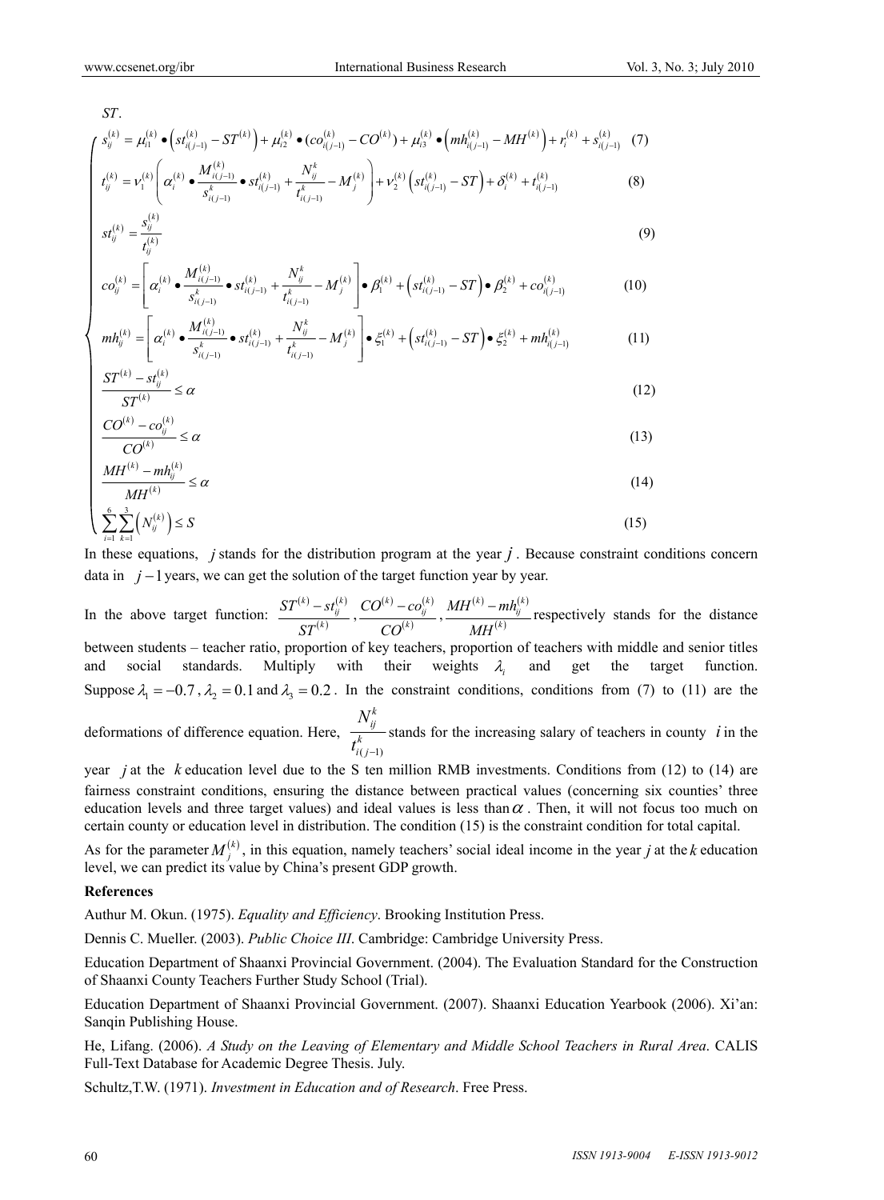$ST$.

$$
\begin{cases}
s_{ij}^{(k)} = \mu_{i1}^{(k)} \bullet \left( st_{i(j-1)}^{(k)} - ST^{(k)} \right) + \mu_{i2}^{(k)} \bullet ( co_{i(j-1)}^{(k)} - CO^{(k)} ) + \mu_{i3}^{(k)} \bullet \left( mh_{i(j-1)}^{(k)} - MH^{(k)} \right) + r_i^{(k)} + s_{i(j-1)}^{(k)} & (7) \\
t_{ij}^{(k)} = \nu_1^{(k)} \left( \alpha_i^{(k)} \bullet \dfrac{M_{i(j-1)}^{(k)}}{s_{i(j-1)}^{k}} \bullet st_{i(j-1)}^{(k)} + \dfrac{N_{ij}^{k}}{t_{i(j-1)}^{k}} - M_j^{(k)} \right) + \nu_2^{(k)} \left( st_{i(j-1)}^{(k)} - ST \right) + \delta_i^{(k)} + t_{i(j-1)}^{(k)} & (8) \\
st_{ij}^{(k)} = \dfrac{s_{ij}^{(k)}}{t_{ij}^{(k)}} & (9) \\
co_{ij}^{(k)} = \left[ \alpha_i^{(k)} \bullet \dfrac{M_{i(j-1)}^{(k)}}{s_{i(j-1)}^{k}} \bullet st_{i(j-1)}^{(k)} + \dfrac{N_{ij}^{k}}{t_{i(j-1)}^{k}} - M_j^{(k)} \right] \bullet \beta_1^{(k)} + \left( st_{i(j-1)}^{(k)} - ST \right) \bullet \beta_2^{(k)} + co_{i(j-1)}^{(k)} & (10) \\
mh_{ij}^{(k)} = \left[ \alpha_i^{(k)} \bullet \dfrac{M_{i(j-1)}^{(k)}}{s_{i(j-1)}^{k}} \bullet st_{i(j-1)}^{(k)} + \dfrac{N_{ij}^{k}}{t_{i(j-1)}^{k}} - M_j^{(k)} \right] \bullet \xi_1^{(k)} + \left( st_{i(j-1)}^{(k)} - ST \right) \bullet \xi_2^{(k)} + mh_{i(j-1)}^{(k)} & (11) \\
\dfrac{ST^{(k)} - st_{ij}^{(k)}}{ST^{(k)}} \le \alpha & (12) \\
\dfrac{CO^{(k)} - co_{ij}^{(k)}}{CO^{(k)}} \le \alpha & (13) \\
\dfrac{MH^{(k)} - mh_{ij}^{(k)}}{MH^{(k)}} \le \alpha & (14) \\
\sum_{i=1}^{6} \sum_{k=1}^{3} \left( N_{ij}^{(k)} \right) \le S & (15)
\end{cases}
$$

In these equations, $j$ stands for the distribution program at the year $j$. Because constraint conditions concern data in $j-1$ years, we can get the solution of the target function year by year.

In the above target function: $\dfrac{ST^{(k)} - st_{ij}^{(k)}}{ST^{(k)}}, \dfrac{CO^{(k)} - co_{ij}^{(k)}}{CO^{(k)}}, \dfrac{MH^{(k)} - mh_{ij}^{(k)}}{MH^{(k)}}$ respectively stands for the distance between students – teacher ratio, proportion of key teachers, proportion of teachers with middle and senior titles and social standards. Multiply with their weights $\lambda_i$ and get the target function. Suppose $\lambda_1 = -0.7$, $\lambda_2 = 0.1$ and $\lambda_3 = 0.2$. In the constraint conditions, conditions from (7) to (11) are the deformations of difference equation. Here, $\dfrac{N_{ij}^{k}}{t_{i(j-1)}^{k}}$ stands for the increasing salary of teachers in county $i$ in the year $j$ at the $k$ education level due to the S ten million RMB investments. Conditions from (12) to (14) are fairness constraint conditions, ensuring the distance between practical values (concerning six counties' three education levels and three target values) and ideal values is less than $\alpha$. Then, it will not focus too much on certain county or education level in distribution. The condition (15) is the constraint condition for total capital.

As for the parameter $M_j^{(k)}$, in this equation, namely teachers' social ideal income in the year $j$ at the $k$ education level, we can predict its value by China's present GDP growth.

## References

Authur M. Okun. (1975). *Equality and Efficiency*. Brooking Institution Press.

Dennis C. Mueller. (2003). *Public Choice III*. Cambridge: Cambridge University Press.

Education Department of Shaanxi Provincial Government. (2004). The Evaluation Standard for the Construction of Shaanxi County Teachers Further Study School (Trial).

Education Department of Shaanxi Provincial Government. (2007). Shaanxi Education Yearbook (2006). Xi'an: Sanqin Publishing House.

He, Lifang. (2006). *A Study on the Leaving of Elementary and Middle School Teachers in Rural Area*. CALIS Full-Text Database for Academic Degree Thesis. July.

Schultz,T.W. (1971). *Investment in Education and of Research*. Free Press.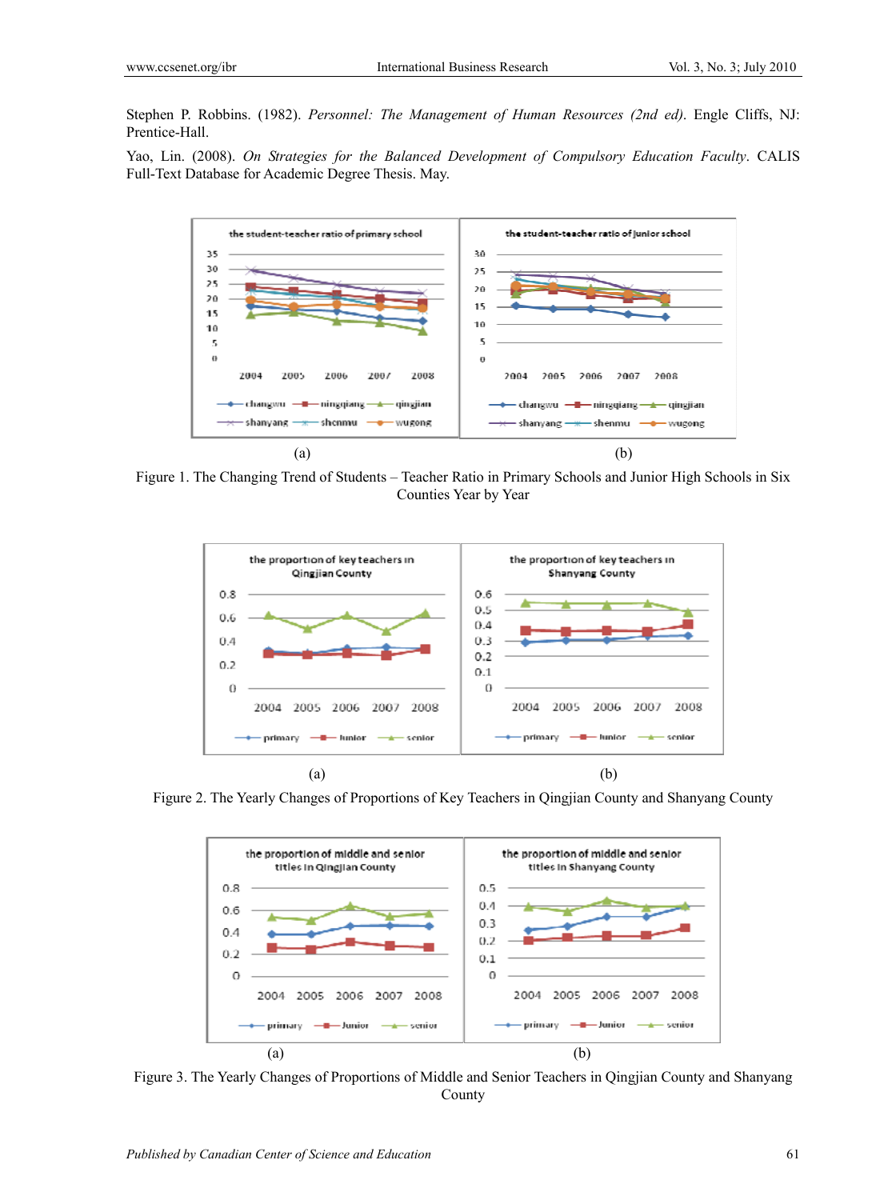Stephen P. Robbins. (1982). *Personnel: The Management of Human Resources (2nd ed)*. Engle Cliffs, NJ: Prentice-Hall.

Yao, Lin. (2008). *On Strategies for the Balanced Development of Compulsory Education Faculty*. CALIS Full-Text Database for Academic Degree Thesis. May.

(a) (b)

Figure 1. The Changing Trend of Students – Teacher Ratio in Primary Schools and Junior High Schools in Six Counties Year by Year

(a) (b)

Figure 2. The Yearly Changes of Proportions of Key Teachers in Qingjian County and Shanyang County

(a) (b)

Figure 3. The Yearly Changes of Proportions of Middle and Senior Teachers in Qingjian County and Shanyang County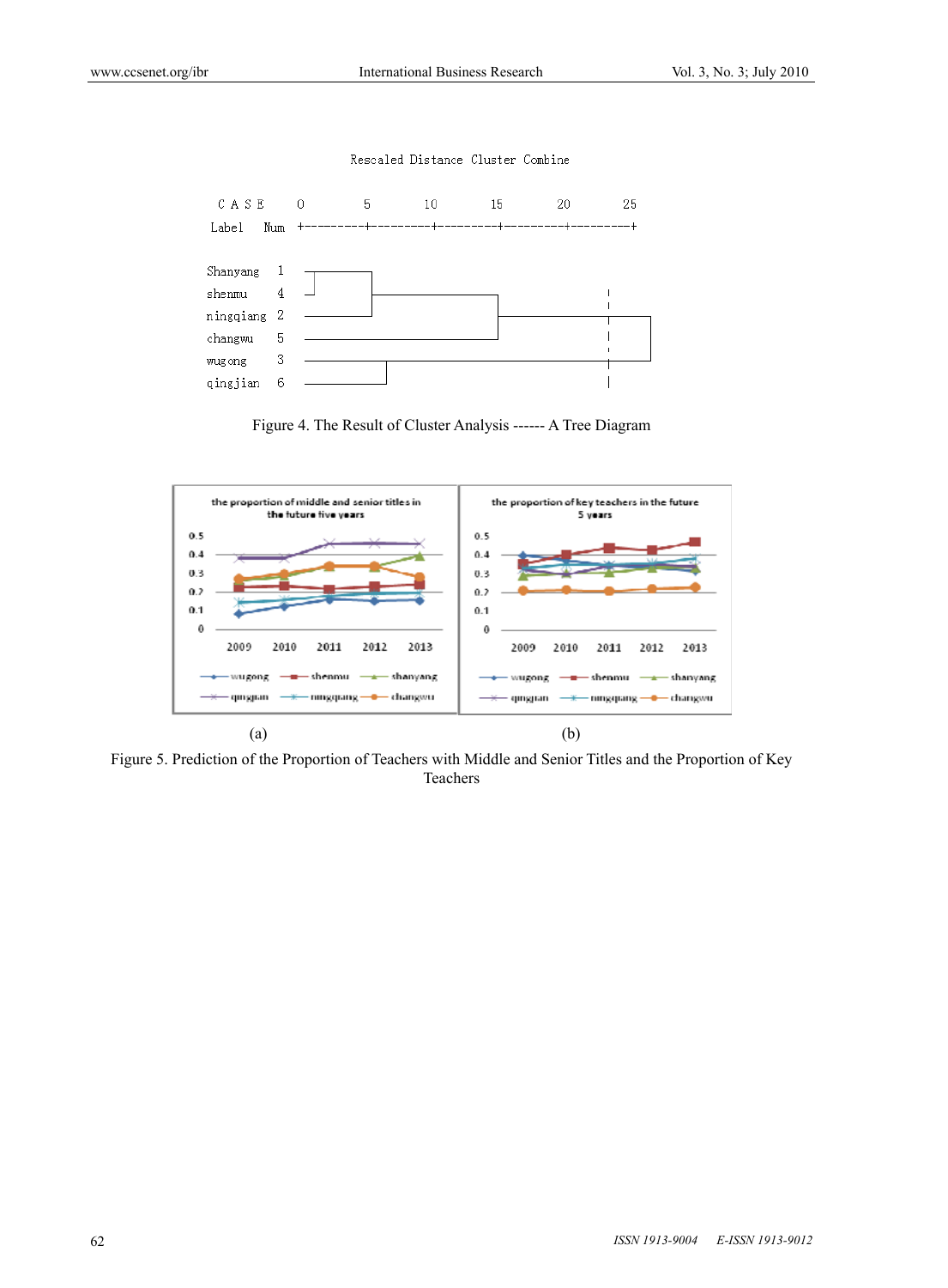Rescaled Distance Cluster Combine

C A S E 0 5 10 15 20 25

Label Num

Shanyang 1

shenmu 4

ningqiang 2

changwu 5

wugong 3

qingjian 6

Figure 4. The Result of Cluster Analysis ------ A Tree Diagram

the proportion of middle and senior titles in the future five years

0.5
0.4
0.3
0.2
0.1
0

2009 2010 2011 2012 2013

wugong shenmu shanyang qingjian ningqiang changwu

the proportion of key teachers in the future 5 years

0.5
0.4
0.3
0.2
0.1
0

2009 2010 2011 2012 2013

wugong shenmu shanyang qingjian ningqiang changwu

(a) (b)

Figure 5. Prediction of the Proportion of Teachers with Middle and Senior Titles and the Proportion of Key Teachers